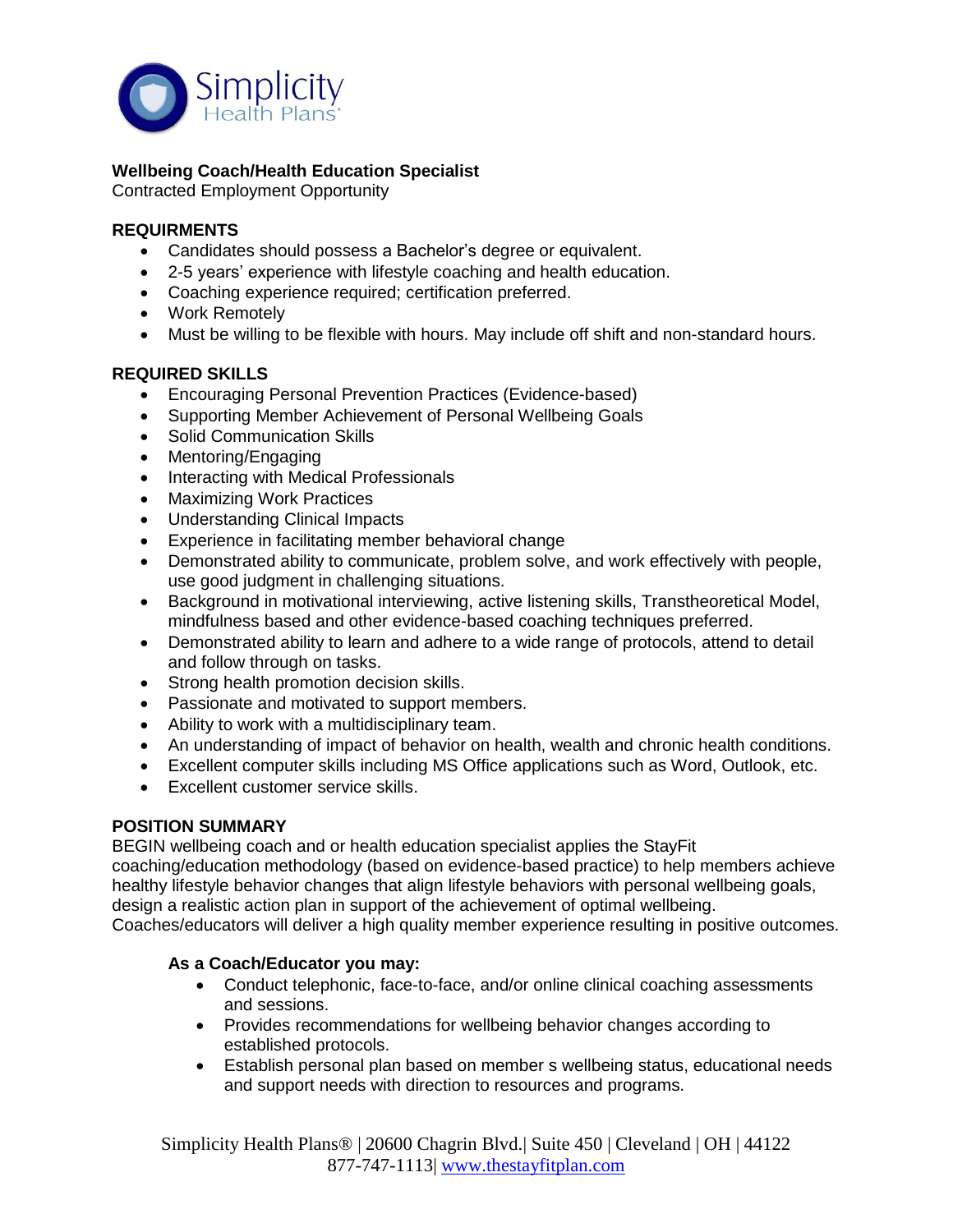Simplicity Health Plans

**Wellbeing Coach/Health Education Specialist**
Contracted Employment Opportunity

## REQUIRMENTS

- Candidates should possess a Bachelor's degree or equivalent.
- 2-5 years' experience with lifestyle coaching and health education.
- Coaching experience required; certification preferred.
- Work Remotely
- Must be willing to be flexible with hours. May include off shift and non-standard hours.

## REQUIRED SKILLS

- Encouraging Personal Prevention Practices (Evidence-based)
- Supporting Member Achievement of Personal Wellbeing Goals
- Solid Communication Skills
- Mentoring/Engaging
- Interacting with Medical Professionals
- Maximizing Work Practices
- Understanding Clinical Impacts
- Experience in facilitating member behavioral change
- Demonstrated ability to communicate, problem solve, and work effectively with people, use good judgment in challenging situations.
- Background in motivational interviewing, active listening skills, Transtheoretical Model, mindfulness based and other evidence-based coaching techniques preferred.
- Demonstrated ability to learn and adhere to a wide range of protocols, attend to detail and follow through on tasks.
- Strong health promotion decision skills.
- Passionate and motivated to support members.
- Ability to work with a multidisciplinary team.
- An understanding of impact of behavior on health, wealth and chronic health conditions.
- Excellent computer skills including MS Office applications such as Word, Outlook, etc.
- Excellent customer service skills.

## POSITION SUMMARY

BEGIN wellbeing coach and or health education specialist applies the StayFit coaching/education methodology (based on evidence-based practice) to help members achieve healthy lifestyle behavior changes that align lifestyle behaviors with personal wellbeing goals, design a realistic action plan in support of the achievement of optimal wellbeing. Coaches/educators will deliver a high quality member experience resulting in positive outcomes.

### As a Coach/Educator you may:

- Conduct telephonic, face-to-face, and/or online clinical coaching assessments and sessions.
- Provides recommendations for wellbeing behavior changes according to established protocols.
- Establish personal plan based on member s wellbeing status, educational needs and support needs with direction to resources and programs.

Simplicity Health Plans® | 20600 Chagrin Blvd.| Suite 450 | Cleveland | OH | 44122
877-747-1113| www.thestayfitplan.com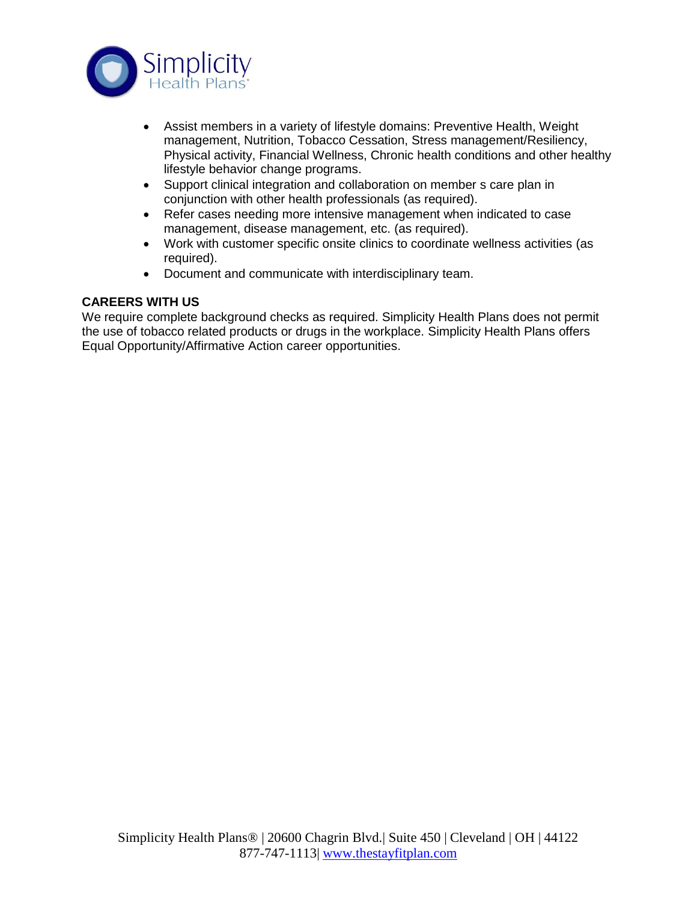- Assist members in a variety of lifestyle domains: Preventive Health, Weight management, Nutrition, Tobacco Cessation, Stress management/Resiliency, Physical activity, Financial Wellness, Chronic health conditions and other healthy lifestyle behavior change programs.
- Support clinical integration and collaboration on member s care plan in conjunction with other health professionals (as required).
- Refer cases needing more intensive management when indicated to case management, disease management, etc. (as required).
- Work with customer specific onsite clinics to coordinate wellness activities (as required).
- Document and communicate with interdisciplinary team.

**CAREERS WITH US**

We require complete background checks as required. Simplicity Health Plans does not permit the use of tobacco related products or drugs in the workplace. Simplicity Health Plans offers Equal Opportunity/Affirmative Action career opportunities.

Simplicity Health Plans® | 20600 Chagrin Blvd.| Suite 450 | Cleveland | OH | 44122
877-747-1113| www.thestayfitplan.com